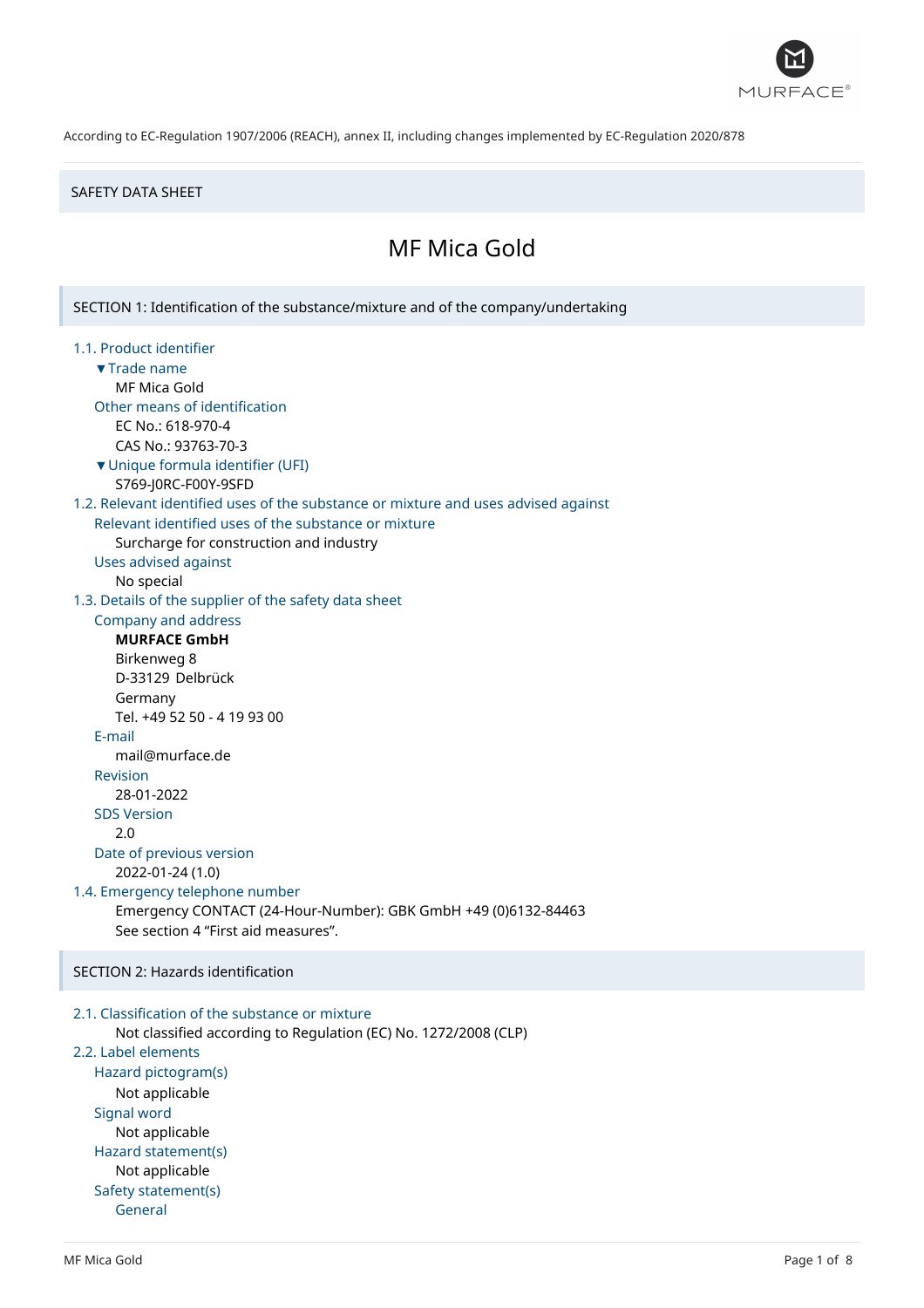According to EC-Regulation 1907/2006 (REACH), annex II, including changes implemented by EC-Regulation 2020/878

SAFETY DATA SHEET

# MF Mica Gold

## SECTION 1: Identification of the substance/mixture and of the company/undertaking

### 1.1. Product identifier

▼Trade name

MF Mica Gold

Other means of identification

EC No.: 618-970-4

CAS No.: 93763-70-3

▼Unique formula identifier (UFI)

S769-J0RC-F00Y-9SFD

### 1.2. Relevant identified uses of the substance or mixture and uses advised against

Relevant identified uses of the substance or mixture

Surcharge for construction and industry

Uses advised against

No special

### 1.3. Details of the supplier of the safety data sheet

Company and address

**MURFACE GmbH**
Birkenweg 8
D-33129 Delbrück
Germany
Tel. +49 52 50 - 4 19 93 00

E-mail

mail@murface.de

Revision

28-01-2022

SDS Version

2.0

Date of previous version

2022-01-24 (1.0)

### 1.4. Emergency telephone number

Emergency CONTACT (24-Hour-Number): GBK GmbH +49 (0)6132-84463

See section 4 “First aid measures”.

## SECTION 2: Hazards identification

### 2.1. Classification of the substance or mixture

Not classified according to Regulation (EC) No. 1272/2008 (CLP)

### 2.2. Label elements

Hazard pictogram(s)

Not applicable

Signal word

Not applicable

Hazard statement(s)

Not applicable

Safety statement(s)

General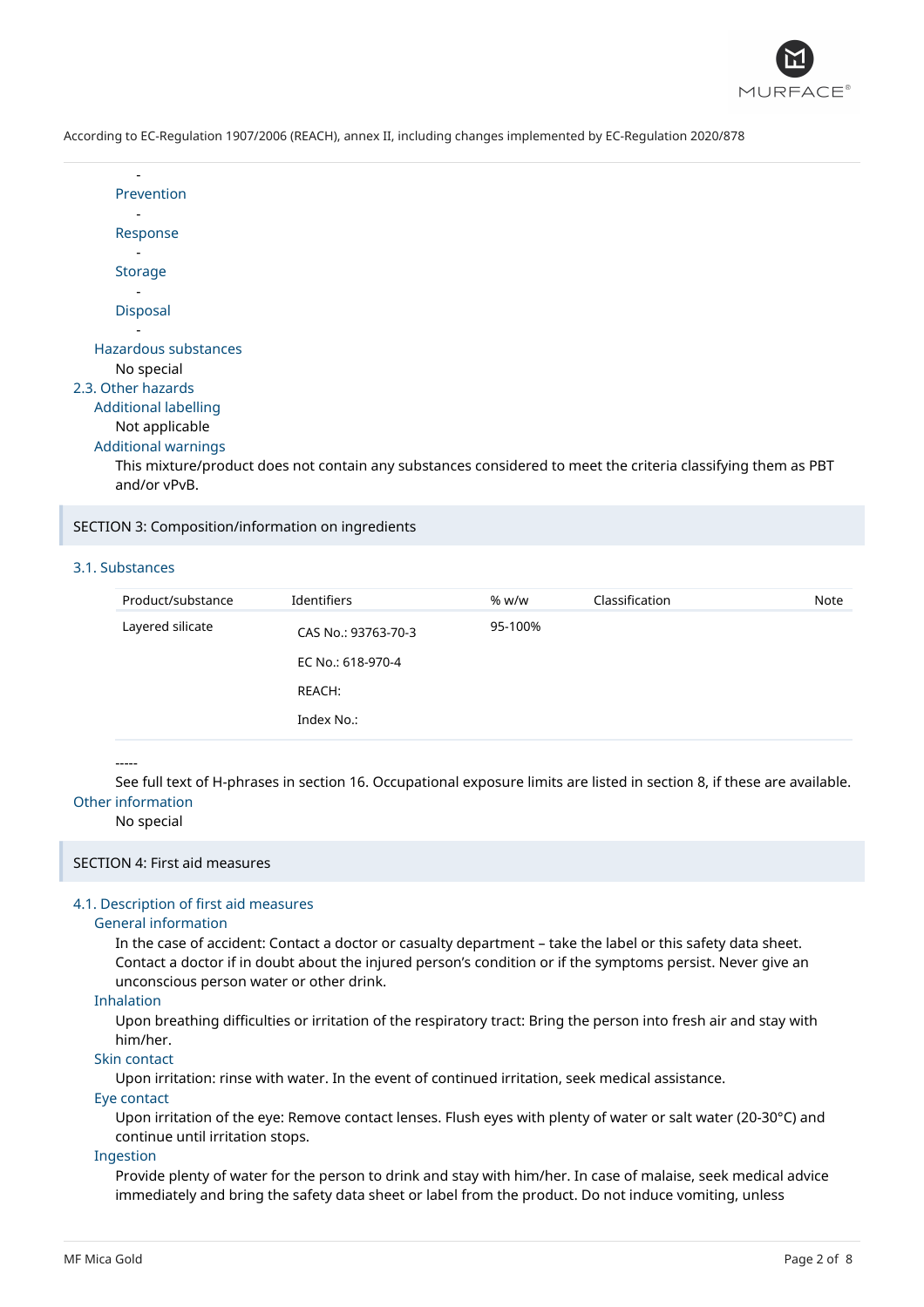-

Prevention

-

Response

-

Storage

-

Disposal

-

### Hazardous substances

No special

## 2.3. Other hazards

### Additional labelling

Not applicable

### Additional warnings

This mixture/product does not contain any substances considered to meet the criteria classifying them as PBT and/or vPvB.

# SECTION 3: Composition/information on ingredients

## 3.1. Substances

| Product/substance | Identifiers | % w/w | Classification | Note |
|---|---|---|---|---|
| Layered silicate | CAS No.: 93763-70-3<br>EC No.: 618-970-4<br>REACH:<br>Index No.: | 95-100% | | |

-----

See full text of H-phrases in section 16. Occupational exposure limits are listed in section 8, if these are available.

### Other information

No special

# SECTION 4: First aid measures

## 4.1. Description of first aid measures

### General information

In the case of accident: Contact a doctor or casualty department – take the label or this safety data sheet. Contact a doctor if in doubt about the injured person's condition or if the symptoms persist. Never give an unconscious person water or other drink.

### Inhalation

Upon breathing difficulties or irritation of the respiratory tract: Bring the person into fresh air and stay with him/her.

### Skin contact

Upon irritation: rinse with water. In the event of continued irritation, seek medical assistance.

### Eye contact

Upon irritation of the eye: Remove contact lenses. Flush eyes with plenty of water or salt water (20-30°C) and continue until irritation stops.

### Ingestion

Provide plenty of water for the person to drink and stay with him/her. In case of malaise, seek medical advice immediately and bring the safety data sheet or label from the product. Do not induce vomiting, unless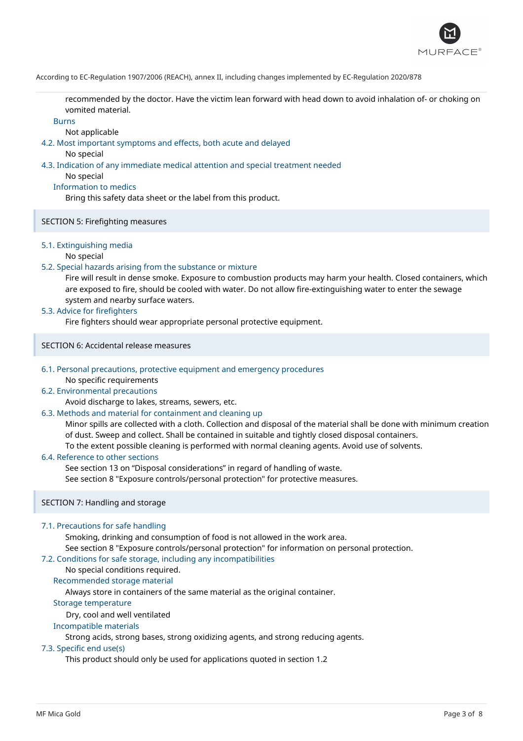recommended by the doctor. Have the victim lean forward with head down to avoid inhalation of- or choking on vomited material.

**Burns**

Not applicable

### 4.2. Most important symptoms and effects, both acute and delayed

No special

### 4.3. Indication of any immediate medical attention and special treatment needed

No special

**Information to medics**

Bring this safety data sheet or the label from this product.

## SECTION 5: Firefighting measures

### 5.1. Extinguishing media

No special

### 5.2. Special hazards arising from the substance or mixture

Fire will result in dense smoke. Exposure to combustion products may harm your health. Closed containers, which are exposed to fire, should be cooled with water. Do not allow fire-extinguishing water to enter the sewage system and nearby surface waters.

### 5.3. Advice for firefighters

Fire fighters should wear appropriate personal protective equipment.

## SECTION 6: Accidental release measures

### 6.1. Personal precautions, protective equipment and emergency procedures

No specific requirements

### 6.2. Environmental precautions

Avoid discharge to lakes, streams, sewers, etc.

### 6.3. Methods and material for containment and cleaning up

Minor spills are collected with a cloth. Collection and disposal of the material shall be done with minimum creation of dust. Sweep and collect. Shall be contained in suitable and tightly closed disposal containers.
To the extent possible cleaning is performed with normal cleaning agents. Avoid use of solvents.

### 6.4. Reference to other sections

See section 13 on "Disposal considerations" in regard of handling of waste.
See section 8 "Exposure controls/personal protection" for protective measures.

## SECTION 7: Handling and storage

### 7.1. Precautions for safe handling

Smoking, drinking and consumption of food is not allowed in the work area.
See section 8 "Exposure controls/personal protection" for information on personal protection.

### 7.2. Conditions for safe storage, including any incompatibilities

No special conditions required.

**Recommended storage material**

Always store in containers of the same material as the original container.

**Storage temperature**

Dry, cool and well ventilated

**Incompatible materials**

Strong acids, strong bases, strong oxidizing agents, and strong reducing agents.

### 7.3. Specific end use(s)

This product should only be used for applications quoted in section 1.2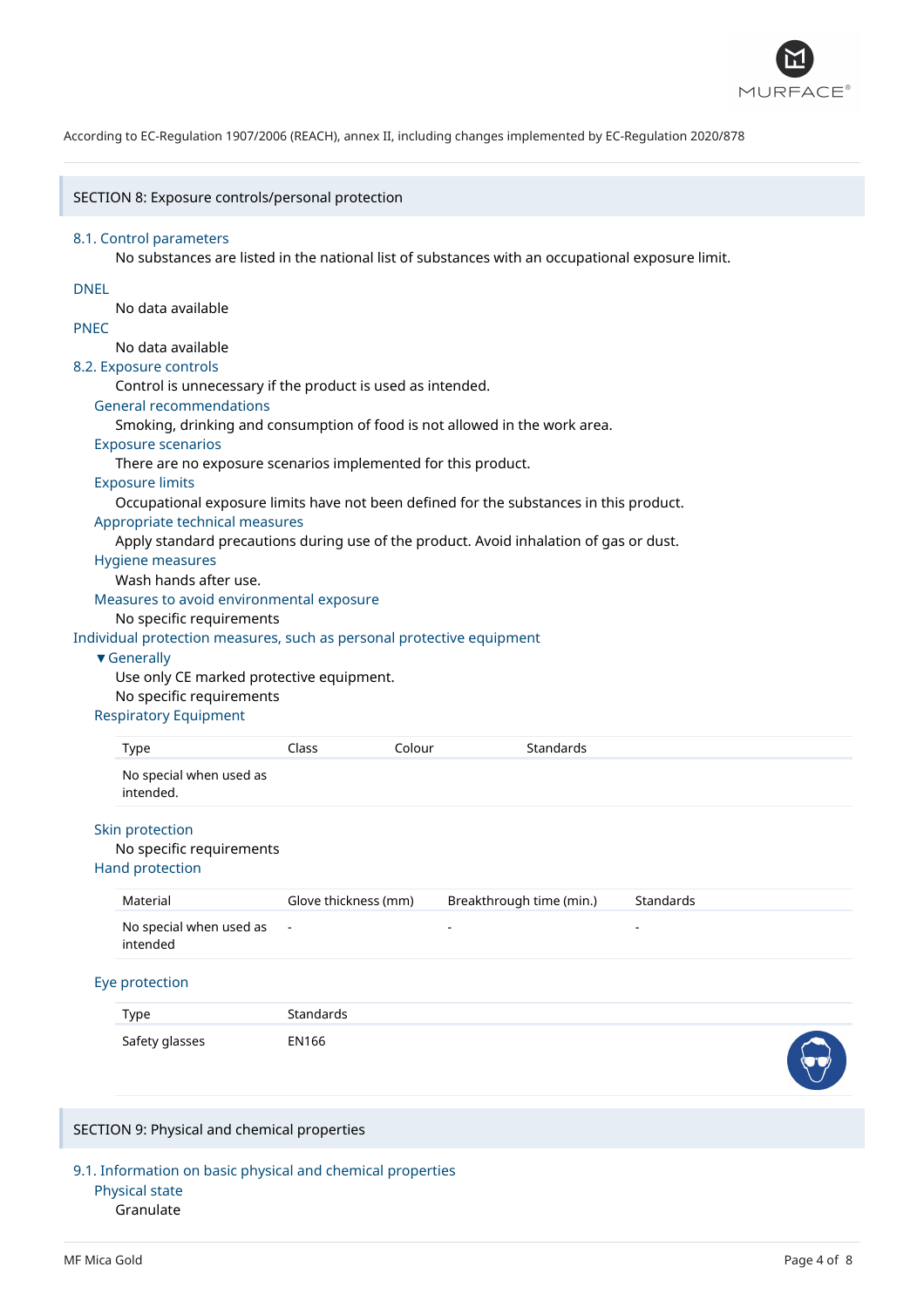According to EC-Regulation 1907/2006 (REACH), annex II, including changes implemented by EC-Regulation 2020/878

## SECTION 8: Exposure controls/personal protection

### 8.1. Control parameters

No substances are listed in the national list of substances with an occupational exposure limit.

### DNEL

No data available

### PNEC

No data available

### 8.2. Exposure controls

Control is unnecessary if the product is used as intended.

#### General recommendations

Smoking, drinking and consumption of food is not allowed in the work area.

#### Exposure scenarios

There are no exposure scenarios implemented for this product.

#### Exposure limits

Occupational exposure limits have not been defined for the substances in this product.

#### Appropriate technical measures

Apply standard precautions during use of the product. Avoid inhalation of gas or dust.

#### Hygiene measures

Wash hands after use.

#### Measures to avoid environmental exposure

No specific requirements

### Individual protection measures, such as personal protective equipment

#### ▼Generally

Use only CE marked protective equipment.

No specific requirements

#### Respiratory Equipment

| Type | Class | Colour | Standards |
|---|---|---|---|
| No special when used as intended. | | | |

#### Skin protection

No specific requirements

#### Hand protection

| Material | Glove thickness (mm) | Breakthrough time (min.) | Standards |
|---|---|---|---|
| No special when used as intended | - | - | - |

#### Eye protection

| Type | Standards |
|---|---|
| Safety glasses | EN166 |

## SECTION 9: Physical and chemical properties

### 9.1. Information on basic physical and chemical properties

#### Physical state

Granulate

MF Mica Gold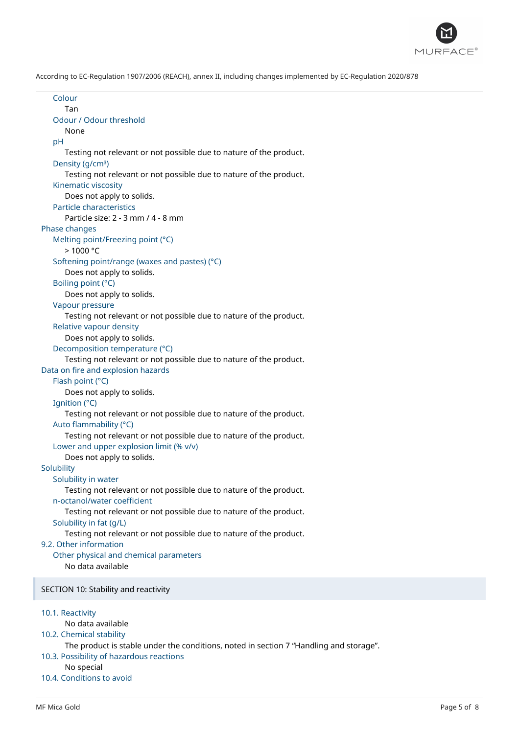According to EC-Regulation 1907/2006 (REACH), annex II, including changes implemented by EC-Regulation 2020/878

**Colour**
Tan

**Odour / Odour threshold**
None

**pH**
Testing not relevant or not possible due to nature of the product.

**Density (g/cm³)**
Testing not relevant or not possible due to nature of the product.

**Kinematic viscosity**
Does not apply to solids.

**Particle characteristics**
Particle size: 2 - 3 mm / 4 - 8 mm

### Phase changes

**Melting point/Freezing point (°C)**
> 1000 °C

**Softening point/range (waxes and pastes) (°C)**
Does not apply to solids.

**Boiling point (°C)**
Does not apply to solids.

**Vapour pressure**
Testing not relevant or not possible due to nature of the product.

**Relative vapour density**
Does not apply to solids.

**Decomposition temperature (°C)**
Testing not relevant or not possible due to nature of the product.

### Data on fire and explosion hazards

**Flash point (°C)**
Does not apply to solids.

**Ignition (°C)**
Testing not relevant or not possible due to nature of the product.

**Auto flammability (°C)**
Testing not relevant or not possible due to nature of the product.

**Lower and upper explosion limit (% v/v)**
Does not apply to solids.

### Solubility

**Solubility in water**
Testing not relevant or not possible due to nature of the product.

**n-octanol/water coefficient**
Testing not relevant or not possible due to nature of the product.

**Solubility in fat (g/L)**
Testing not relevant or not possible due to nature of the product.

### 9.2. Other information

**Other physical and chemical parameters**
No data available

## SECTION 10: Stability and reactivity

### 10.1. Reactivity
No data available

### 10.2. Chemical stability
The product is stable under the conditions, noted in section 7 “Handling and storage”.

### 10.3. Possibility of hazardous reactions
No special

### 10.4. Conditions to avoid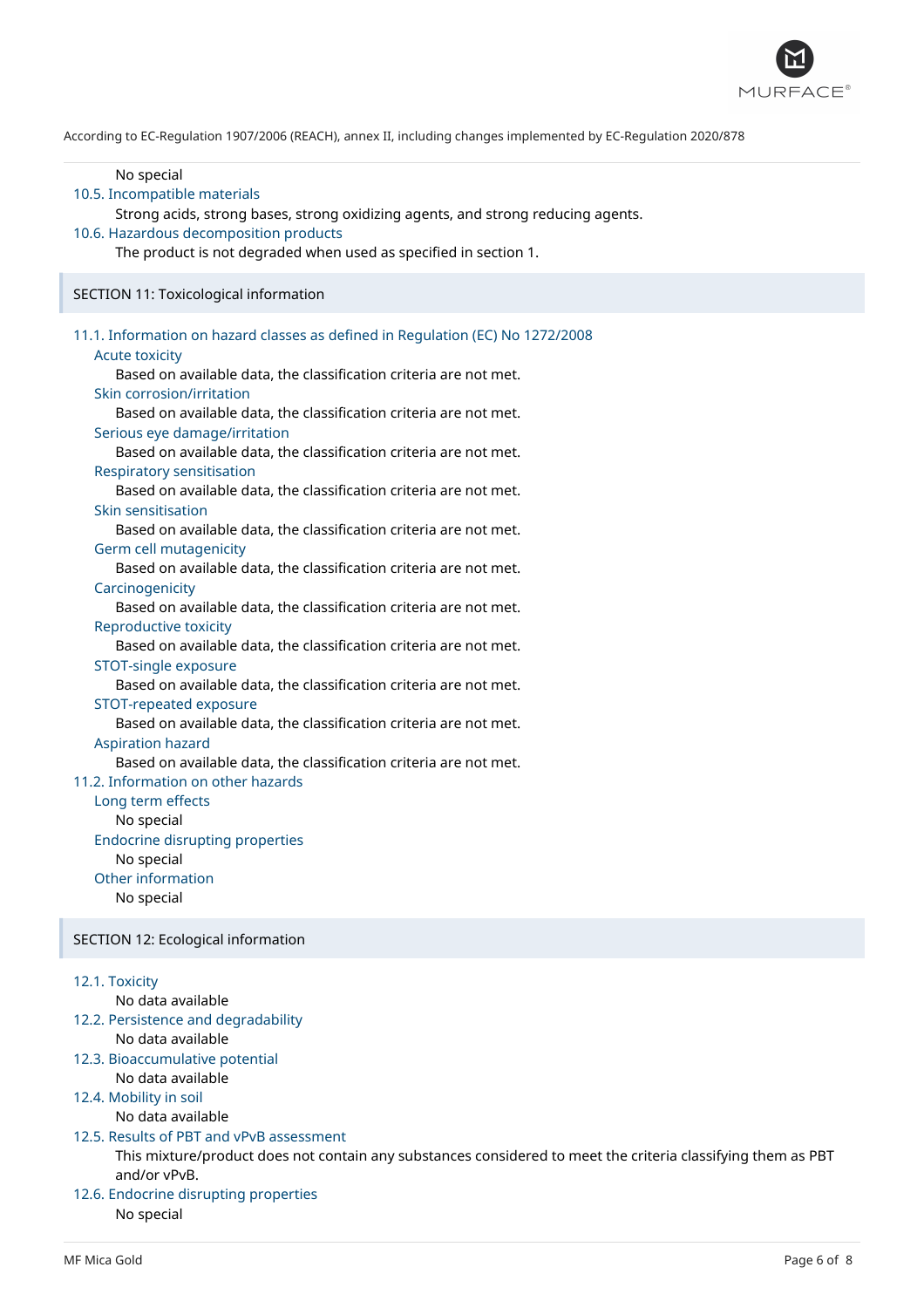No special

### 10.5. Incompatible materials

Strong acids, strong bases, strong oxidizing agents, and strong reducing agents.

### 10.6. Hazardous decomposition products

The product is not degraded when used as specified in section 1.

## SECTION 11: Toxicological information

### 11.1. Information on hazard classes as defined in Regulation (EC) No 1272/2008

#### Acute toxicity

Based on available data, the classification criteria are not met.

#### Skin corrosion/irritation

Based on available data, the classification criteria are not met.

#### Serious eye damage/irritation

Based on available data, the classification criteria are not met.

#### Respiratory sensitisation

Based on available data, the classification criteria are not met.

#### Skin sensitisation

Based on available data, the classification criteria are not met.

#### Germ cell mutagenicity

Based on available data, the classification criteria are not met.

#### Carcinogenicity

Based on available data, the classification criteria are not met.

#### Reproductive toxicity

Based on available data, the classification criteria are not met.

#### STOT-single exposure

Based on available data, the classification criteria are not met.

#### STOT-repeated exposure

Based on available data, the classification criteria are not met.

#### Aspiration hazard

Based on available data, the classification criteria are not met.

### 11.2. Information on other hazards

#### Long term effects

No special

#### Endocrine disrupting properties

No special

#### Other information

No special

## SECTION 12: Ecological information

### 12.1. Toxicity

No data available

### 12.2. Persistence and degradability

No data available

### 12.3. Bioaccumulative potential

No data available

### 12.4. Mobility in soil

No data available

### 12.5. Results of PBT and vPvB assessment

This mixture/product does not contain any substances considered to meet the criteria classifying them as PBT and/or vPvB.

### 12.6. Endocrine disrupting properties

No special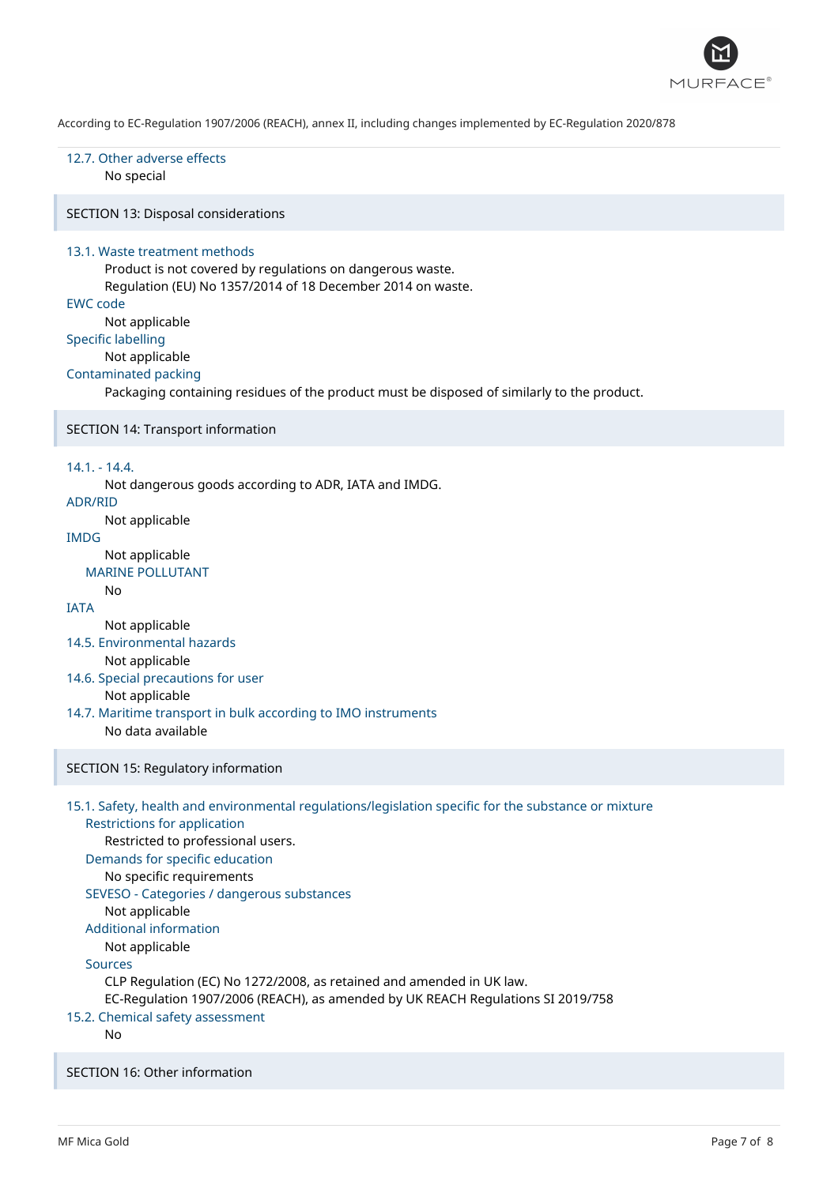### 12.7. Other adverse effects

No special

## SECTION 13: Disposal considerations

### 13.1. Waste treatment methods

Product is not covered by regulations on dangerous waste.
Regulation (EU) No 1357/2014 of 18 December 2014 on waste.

**EWC code**

Not applicable

**Specific labelling**

Not applicable

**Contaminated packing**

Packaging containing residues of the product must be disposed of similarly to the product.

## SECTION 14: Transport information

### 14.1. - 14.4.

Not dangerous goods according to ADR, IATA and IMDG.

**ADR/RID**

Not applicable

**IMDG**

Not applicable

**MARINE POLLUTANT**

No

**IATA**

Not applicable

### 14.5. Environmental hazards

Not applicable

### 14.6. Special precautions for user

Not applicable

### 14.7. Maritime transport in bulk according to IMO instruments

No data available

## SECTION 15: Regulatory information

### 15.1. Safety, health and environmental regulations/legislation specific for the substance or mixture

**Restrictions for application**

Restricted to professional users.

**Demands for specific education**

No specific requirements

**SEVESO - Categories / dangerous substances**

Not applicable

**Additional information**

Not applicable

**Sources**

CLP Regulation (EC) No 1272/2008, as retained and amended in UK law.
EC-Regulation 1907/2006 (REACH), as amended by UK REACH Regulations SI 2019/758

### 15.2. Chemical safety assessment

No

## SECTION 16: Other information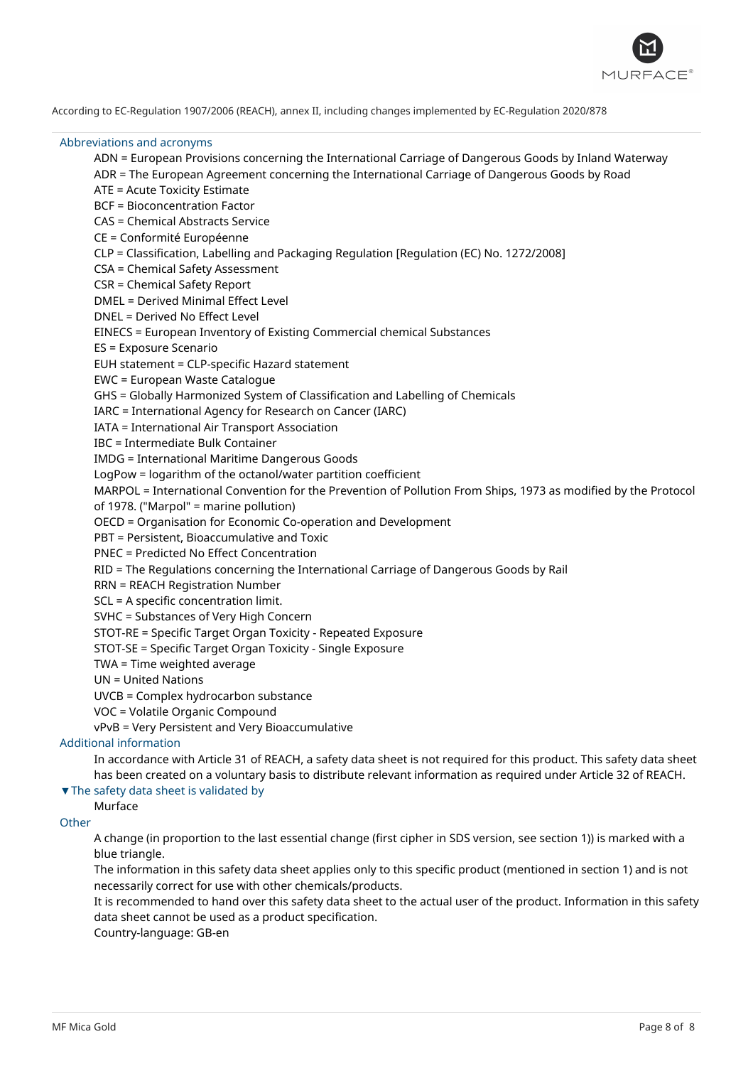#### Abbreviations and acronyms

ADN = European Provisions concerning the International Carriage of Dangerous Goods by Inland Waterway
ADR = The European Agreement concerning the International Carriage of Dangerous Goods by Road
ATE = Acute Toxicity Estimate
BCF = Bioconcentration Factor
CAS = Chemical Abstracts Service
CE = Conformité Européenne
CLP = Classification, Labelling and Packaging Regulation [Regulation (EC) No. 1272/2008]
CSA = Chemical Safety Assessment
CSR = Chemical Safety Report
DMEL = Derived Minimal Effect Level
DNEL = Derived No Effect Level
EINECS = European Inventory of Existing Commercial chemical Substances
ES = Exposure Scenario
EUH statement = CLP-specific Hazard statement
EWC = European Waste Catalogue
GHS = Globally Harmonized System of Classification and Labelling of Chemicals
IARC = International Agency for Research on Cancer (IARC)
IATA = International Air Transport Association
IBC = Intermediate Bulk Container
IMDG = International Maritime Dangerous Goods
LogPow = logarithm of the octanol/water partition coefficient
MARPOL = International Convention for the Prevention of Pollution From Ships, 1973 as modified by the Protocol of 1978. ("Marpol" = marine pollution)
OECD = Organisation for Economic Co-operation and Development
PBT = Persistent, Bioaccumulative and Toxic
PNEC = Predicted No Effect Concentration
RID = The Regulations concerning the International Carriage of Dangerous Goods by Rail
RRN = REACH Registration Number
SCL = A specific concentration limit.
SVHC = Substances of Very High Concern
STOT-RE = Specific Target Organ Toxicity - Repeated Exposure
STOT-SE = Specific Target Organ Toxicity - Single Exposure
TWA = Time weighted average
UN = United Nations
UVCB = Complex hydrocarbon substance
VOC = Volatile Organic Compound
vPvB = Very Persistent and Very Bioaccumulative

#### Additional information

In accordance with Article 31 of REACH, a safety data sheet is not required for this product. This safety data sheet has been created on a voluntary basis to distribute relevant information as required under Article 32 of REACH.

#### ▼The safety data sheet is validated by

Murface

#### Other

A change (in proportion to the last essential change (first cipher in SDS version, see section 1)) is marked with a blue triangle.
The information in this safety data sheet applies only to this specific product (mentioned in section 1) and is not necessarily correct for use with other chemicals/products.
It is recommended to hand over this safety data sheet to the actual user of the product. Information in this safety data sheet cannot be used as a product specification.
Country-language: GB-en